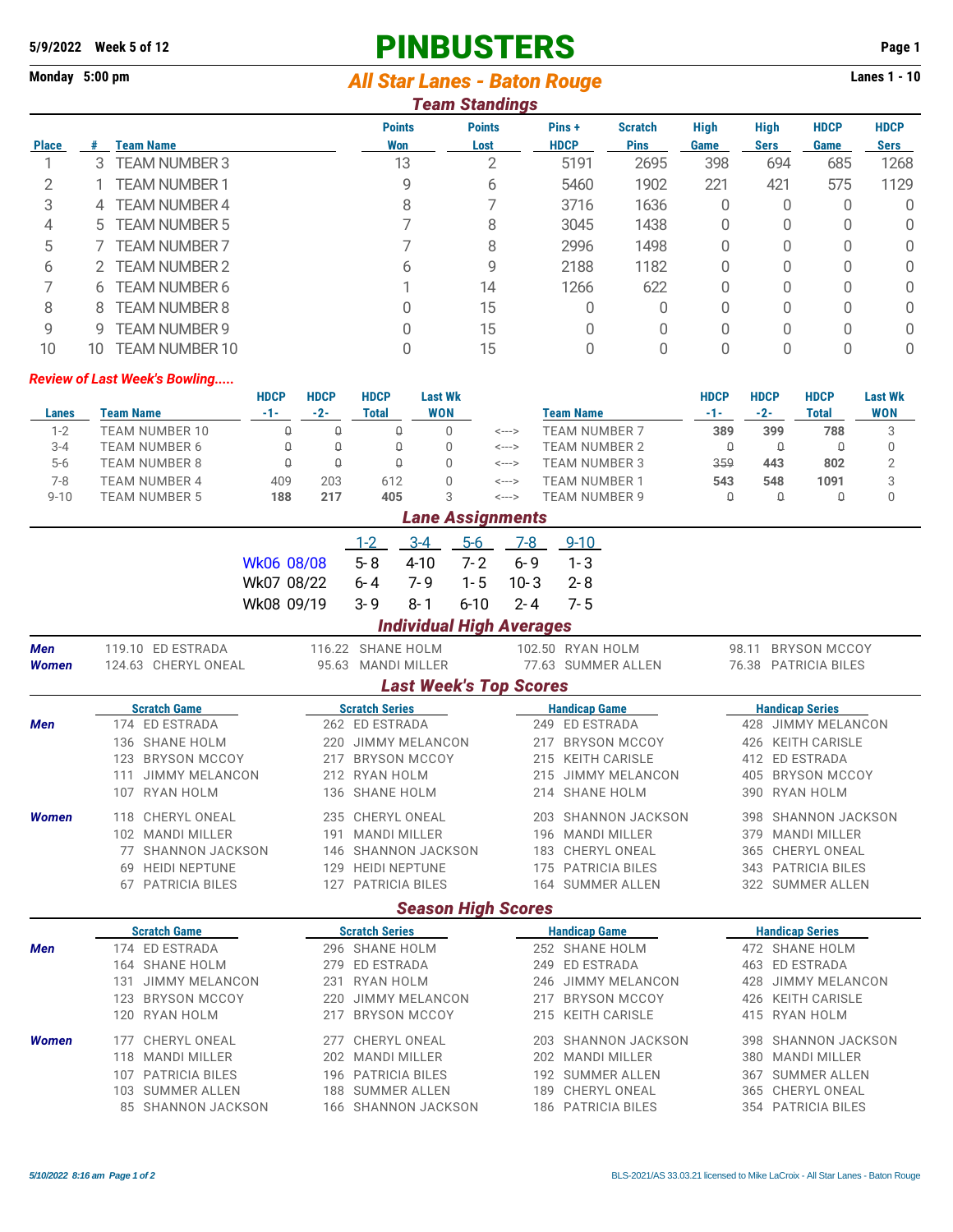**5/9/2022 Week 5 of 12**

# PINBUSTERS

**Monday 5:00 pm**

## All Star Lanes - Baton Rouge

**Lanes 1 - 10**

### Team Standings

| Place | # | Team Name | Points Won | Points Lost | Pins + HDCP | Scratch Pins | High Game | High Sers | HDCP Game | HDCP Sers |
|---|---|---|---|---|---|---|---|---|---|---|
| 1 | 3 | TEAM NUMBER 3 | 13 | 2 | 5191 | 2695 | 398 | 694 | 685 | 1268 |
| 2 | 1 | TEAM NUMBER 1 | 9 | 6 | 5460 | 1902 | 221 | 421 | 575 | 1129 |
| 3 | 4 | TEAM NUMBER 4 | 8 | 7 | 3716 | 1636 | 0 | 0 | 0 | 0 |
| 4 | 5 | TEAM NUMBER 5 | 7 | 8 | 3045 | 1438 | 0 | 0 | 0 | 0 |
| 5 | 7 | TEAM NUMBER 7 | 7 | 8 | 2996 | 1498 | 0 | 0 | 0 | 0 |
| 6 | 2 | TEAM NUMBER 2 | 6 | 9 | 2188 | 1182 | 0 | 0 | 0 | 0 |
| 7 | 6 | TEAM NUMBER 6 | 1 | 14 | 1266 | 622 | 0 | 0 | 0 | 0 |
| 8 | 8 | TEAM NUMBER 8 | 0 | 15 | 0 | 0 | 0 | 0 | 0 | 0 |
| 9 | 9 | TEAM NUMBER 9 | 0 | 15 | 0 | 0 | 0 | 0 | 0 | 0 |
| 10 | 10 | TEAM NUMBER 10 | 0 | 15 | 0 | 0 | 0 | 0 | 0 | 0 |

### Review of Last Week's Bowling.....

| Lanes | Team Name | HDCP -1- | HDCP -2- | HDCP Total | Last Wk WON | | Team Name | HDCP -1- | HDCP -2- | HDCP Total | Last Wk WON |
|---|---|---|---|---|---|---|---|---|---|---|---|
| 1-2 | TEAM NUMBER 10 | 0 | 0 | 0 | 0 | <---> | TEAM NUMBER 7 | **389** | **399** | **788** | 3 |
| 3-4 | TEAM NUMBER 6 | 0 | 0 | 0 | 0 | <---> | TEAM NUMBER 2 | 0 | 0 | 0 | 0 |
| 5-6 | TEAM NUMBER 8 | 0 | 0 | 0 | 0 | <---> | TEAM NUMBER 3 | 359 | **443** | **802** | 2 |
| 7-8 | TEAM NUMBER 4 | 409 | 203 | 612 | 0 | <---> | TEAM NUMBER 1 | **543** | **548** | **1091** | 3 |
| 9-10 | TEAM NUMBER 5 | **188** | **217** | **405** | 3 | <---> | TEAM NUMBER 9 | 0 | 0 | 0 | 0 |

### Lane Assignments

| | 1-2 | 3-4 | 5-6 | 7-8 | 9-10 |
|---|---|---|---|---|---|
| Wk06 08/08 | 5-8 | 4-10 | 7-2 | 6-9 | 1-3 |
| Wk07 08/22 | 6-4 | 7-9 | 1-5 | 10-3 | 2-8 |
| Wk08 09/19 | 3-9 | 8-1 | 6-10 | 2-4 | 7-5 |

### Individual High Averages

| | | | | |
|---|---|---|---|---|
| **Men** | 119.10 ED ESTRADA | 116.22 SHANE HOLM | 102.50 RYAN HOLM | 98.11 BRYSON MCCOY |
| **Women** | 124.63 CHERYL ONEAL | 95.63 MANDI MILLER | 77.63 SUMMER ALLEN | 76.38 PATRICIA BILES |

### Last Week's Top Scores

| | Scratch Game | Scratch Series | Handicap Game | Handicap Series |
|---|---|---|---|---|
| **Men** | 174 ED ESTRADA | 262 ED ESTRADA | 249 ED ESTRADA | 428 JIMMY MELANCON |
| | 136 SHANE HOLM | 220 JIMMY MELANCON | 217 BRYSON MCCOY | 426 KEITH CARISLE |
| | 123 BRYSON MCCOY | 217 BRYSON MCCOY | 215 KEITH CARISLE | 412 ED ESTRADA |
| | 111 JIMMY MELANCON | 212 RYAN HOLM | 215 JIMMY MELANCON | 405 BRYSON MCCOY |
| | 107 RYAN HOLM | 136 SHANE HOLM | 214 SHANE HOLM | 390 RYAN HOLM |
| **Women** | 118 CHERYL ONEAL | 235 CHERYL ONEAL | 203 SHANNON JACKSON | 398 SHANNON JACKSON |
| | 102 MANDI MILLER | 191 MANDI MILLER | 196 MANDI MILLER | 379 MANDI MILLER |
| | 77 SHANNON JACKSON | 146 SHANNON JACKSON | 183 CHERYL ONEAL | 365 CHERYL ONEAL |
| | 69 HEIDI NEPTUNE | 129 HEIDI NEPTUNE | 175 PATRICIA BILES | 343 PATRICIA BILES |
| | 67 PATRICIA BILES | 127 PATRICIA BILES | 164 SUMMER ALLEN | 322 SUMMER ALLEN |

### Season High Scores

| | Scratch Game | Scratch Series | Handicap Game | Handicap Series |
|---|---|---|---|---|
| **Men** | 174 ED ESTRADA | 296 SHANE HOLM | 252 SHANE HOLM | 472 SHANE HOLM |
| | 164 SHANE HOLM | 279 ED ESTRADA | 249 ED ESTRADA | 463 ED ESTRADA |
| | 131 JIMMY MELANCON | 231 RYAN HOLM | 246 JIMMY MELANCON | 428 JIMMY MELANCON |
| | 123 BRYSON MCCOY | 220 JIMMY MELANCON | 217 BRYSON MCCOY | 426 KEITH CARISLE |
| | 120 RYAN HOLM | 217 BRYSON MCCOY | 215 KEITH CARISLE | 415 RYAN HOLM |
| **Women** | 177 CHERYL ONEAL | 277 CHERYL ONEAL | 203 SHANNON JACKSON | 398 SHANNON JACKSON |
| | 118 MANDI MILLER | 202 MANDI MILLER | 202 MANDI MILLER | 380 MANDI MILLER |
| | 107 PATRICIA BILES | 196 PATRICIA BILES | 192 SUMMER ALLEN | 367 SUMMER ALLEN |
| | 103 SUMMER ALLEN | 188 SUMMER ALLEN | 189 CHERYL ONEAL | 365 CHERYL ONEAL |
| | 85 SHANNON JACKSON | 166 SHANNON JACKSON | 186 PATRICIA BILES | 354 PATRICIA BILES |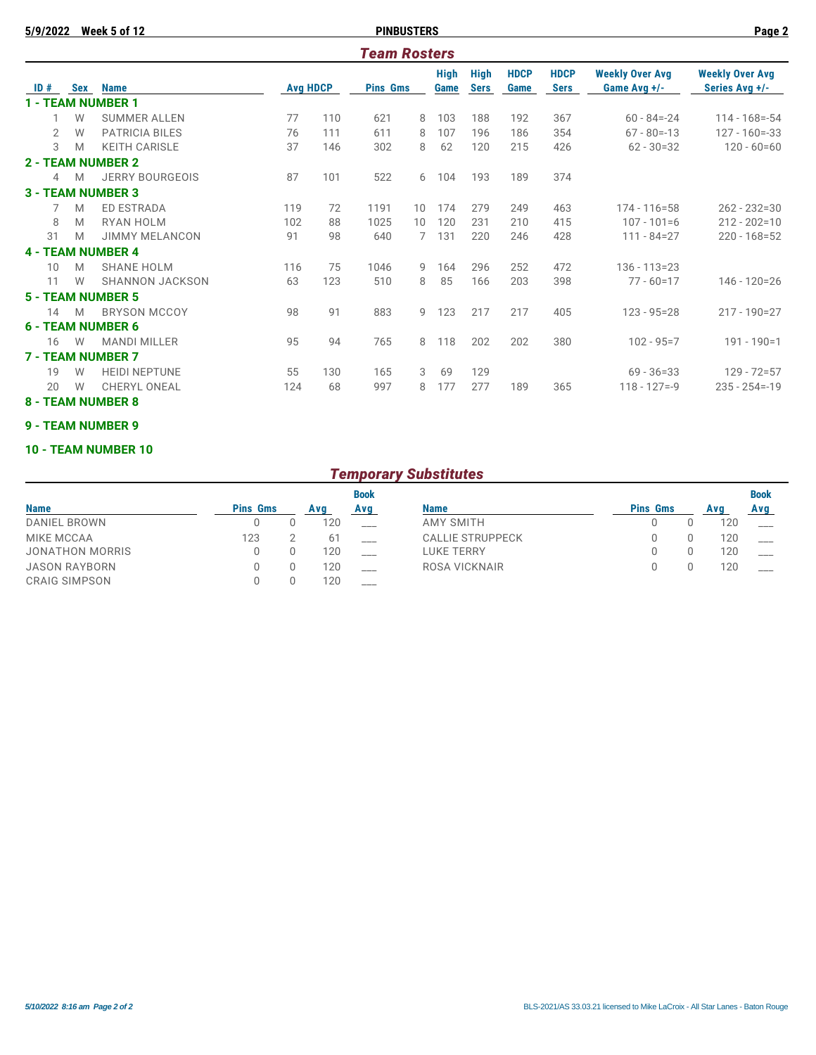## Team Rosters

| ID # | Sex | Name | Avg | HDCP | Pins | Gms | High Game | High Sers | HDCP Game | HDCP Sers | Weekly Over Avg Game Avg +/- | Weekly Over Avg Series Avg +/- |
|---|---|---|---|---|---|---|---|---|---|---|---|---|
| **1 - TEAM NUMBER 1** | | | | | | | | | | | | |
| 1 | W | SUMMER ALLEN | 77 | 110 | 621 | 8 | 103 | 188 | 192 | 367 | 60 - 84=-24 | 114 - 168=-54 |
| 2 | W | PATRICIA BILES | 76 | 111 | 611 | 8 | 107 | 196 | 186 | 354 | 67 - 80=-13 | 127 - 160=-33 |
| 3 | M | KEITH CARISLE | 37 | 146 | 302 | 8 | 62 | 120 | 215 | 426 | 62 - 30=32 | 120 - 60=60 |
| **2 - TEAM NUMBER 2** | | | | | | | | | | | | |
| 4 | M | JERRY BOURGEOIS | 87 | 101 | 522 | 6 | 104 | 193 | 189 | 374 | | |
| **3 - TEAM NUMBER 3** | | | | | | | | | | | | |
| 7 | M | ED ESTRADA | 119 | 72 | 1191 | 10 | 174 | 279 | 249 | 463 | 174 - 116=58 | 262 - 232=30 |
| 8 | M | RYAN HOLM | 102 | 88 | 1025 | 10 | 120 | 231 | 210 | 415 | 107 - 101=6 | 212 - 202=10 |
| 31 | M | JIMMY MELANCON | 91 | 98 | 640 | 7 | 131 | 220 | 246 | 428 | 111 - 84=27 | 220 - 168=52 |
| **4 - TEAM NUMBER 4** | | | | | | | | | | | | |
| 10 | M | SHANE HOLM | 116 | 75 | 1046 | 9 | 164 | 296 | 252 | 472 | 136 - 113=23 | |
| 11 | W | SHANNON JACKSON | 63 | 123 | 510 | 8 | 85 | 166 | 203 | 398 | 77 - 60=17 | 146 - 120=26 |
| **5 - TEAM NUMBER 5** | | | | | | | | | | | | |
| 14 | M | BRYSON MCCOY | 98 | 91 | 883 | 9 | 123 | 217 | 217 | 405 | 123 - 95=28 | 217 - 190=27 |
| **6 - TEAM NUMBER 6** | | | | | | | | | | | | |
| 16 | W | MANDI MILLER | 95 | 94 | 765 | 8 | 118 | 202 | 202 | 380 | 102 - 95=7 | 191 - 190=1 |
| **7 - TEAM NUMBER 7** | | | | | | | | | | | | |
| 19 | W | HEIDI NEPTUNE | 55 | 130 | 165 | 3 | 69 | 129 | | | 69 - 36=33 | 129 - 72=57 |
| 20 | W | CHERYL ONEAL | 124 | 68 | 997 | 8 | 177 | 277 | 189 | 365 | 118 - 127=-9 | 235 - 254=-19 |
| **8 - TEAM NUMBER 8** | | | | | | | | | | | | |
| **9 - TEAM NUMBER 9** | | | | | | | | | | | | |
| **10 - TEAM NUMBER 10** | | | | | | | | | | | | |

## Temporary Substitutes

| Name | Pins | Gms | Avg | Book Avg |
|---|---|---|---|---|
| DANIEL BROWN | 0 | 0 | 120 | ___ |
| MIKE MCCAA | 123 | 2 | 61 | ___ |
| JONATHON MORRIS | 0 | 0 | 120 | ___ |
| JASON RAYBORN | 0 | 0 | 120 | ___ |
| CRAIG SIMPSON | 0 | 0 | 120 | ___ |
| AMY SMITH | 0 | 0 | 120 | ___ |
| CALLIE STRUPPECK | 0 | 0 | 120 | ___ |
| LUKE TERRY | 0 | 0 | 120 | ___ |
| ROSA VICKNAIR | 0 | 0 | 120 | ___ |